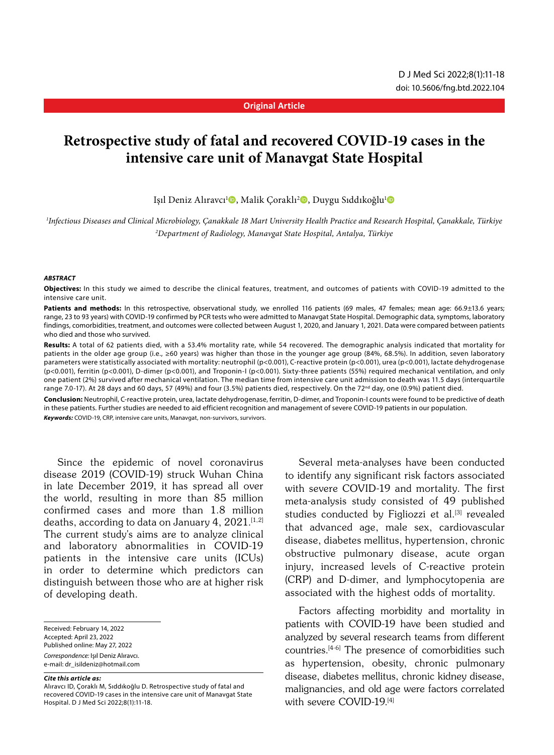**Original Article**

# Retrospective study of fatal and recovered COVID-19 cases in the intensive care unit of Manavgat State Hospital

Işıl Deniz Alıravcı[1], Malik Çoraklı[2], Duygu Sıddıkoğlu[1]

[1]*Infectious Diseases and Clinical Microbiology, Çanakkale 18 Mart University Health Practice and Research Hospital, Çanakkale, Türkiye*
[2]*Department of Radiology, Manavgat State Hospital, Antalya, Türkiye*

### *ABSTRACT*

**Objectives:** In this study we aimed to describe the clinical features, treatment, and outcomes of patients with COVID-19 admitted to the intensive care unit.

**Patients and methods:** In this retrospective, observational study, we enrolled 116 patients (69 males, 47 females; mean age: 66.9±13.6 years; range, 23 to 93 years) with COVID-19 confirmed by PCR tests who were admitted to Manavgat State Hospital. Demographic data, symptoms, laboratory findings, comorbidities, treatment, and outcomes were collected between August 1, 2020, and January 1, 2021. Data were compared between patients who died and those who survived.

**Results:** A total of 62 patients died, with a 53.4% mortality rate, while 54 recovered. The demographic analysis indicated that mortality for patients in the older age group (i.e., ≥60 years) was higher than those in the younger age group (84%, 68.5%). In addition, seven laboratory parameters were statistically associated with mortality: neutrophil ($p<0.001$), C-reactive protein ($p<0.001$), urea ($p<0.001$), lactate dehydrogenase ($p<0.001$), ferritin ($p<0.001$), D-dimer ($p<0.001$), and Troponin-I ($p<0.001$). Sixty-three patients (55%) required mechanical ventilation, and only one patient (2%) survived after mechanical ventilation. The median time from intensive care unit admission to death was 11.5 days (interquartile range 7.0-17). At 28 days and 60 days, 57 (49%) and four (3.5%) patients died, respectively. On the 72nd day, one (0.9%) patient died.

**Conclusion:** Neutrophil, C-reactive protein, urea, lactate dehydrogenase, ferritin, D-dimer, and Troponin-I counts were found to be predictive of death in these patients. Further studies are needed to aid efficient recognition and management of severe COVID-19 patients in our population.

***Keywords:*** COVID-19, CRP, intensive care units, Manavgat, non-survivors, survivors.

Since the epidemic of novel coronavirus disease 2019 (COVID-19) struck Wuhan China in late December 2019, it has spread all over the world, resulting in more than 85 million confirmed cases and more than 1.8 million deaths, according to data on January 4, 2021.[1,2] The current study's aims are to analyze clinical and laboratory abnormalities in COVID-19 patients in the intensive care units (ICUs) in order to determine which predictors can distinguish between those who are at higher risk of developing death.

Several meta-analyses have been conducted to identify any significant risk factors associated with severe COVID-19 and mortality. The first meta-analysis study consisted of 49 published studies conducted by Figliozzi et al.[3] revealed that advanced age, male sex, cardiovascular disease, diabetes mellitus, hypertension, chronic obstructive pulmonary disease, acute organ injury, increased levels of C-reactive protein (CRP) and D-dimer, and lymphocytopenia are associated with the highest odds of mortality.

Factors affecting morbidity and mortality in patients with COVID-19 have been studied and analyzed by several research teams from different countries.[4-6] The presence of comorbidities such as hypertension, obesity, chronic pulmonary disease, diabetes mellitus, chronic kidney disease, malignancies, and old age were factors correlated with severe COVID-19.[4]

Received: February 14, 2022
Accepted: April 23, 2022
Published online: May 27, 2022

*Correspondence:* Işıl Deniz Alıravcı.
e-mail: dr_isildeniz@hotmail.com

***Cite this article as:***
Alıravcı ID, Çoraklı M, Sıddıkoğlu D. Retrospective study of fatal and recovered COVID-19 cases in the intensive care unit of Manavgat State Hospital. D J Med Sci 2022;8(1):11-18.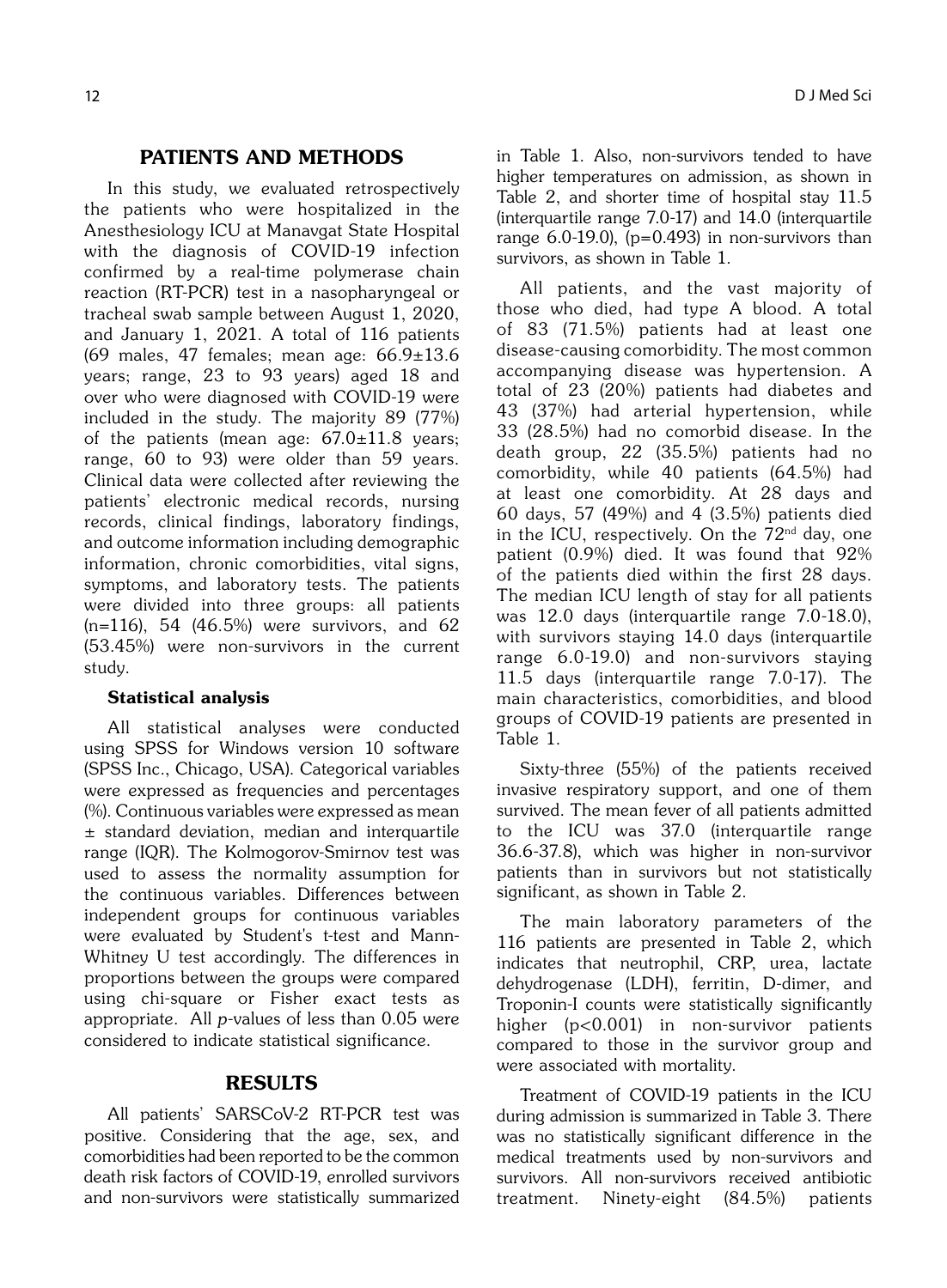## PATIENTS AND METHODS

In this study, we evaluated retrospectively the patients who were hospitalized in the Anesthesiology ICU at Manavgat State Hospital with the diagnosis of COVID-19 infection confirmed by a real-time polymerase chain reaction (RT-PCR) test in a nasopharyngeal or tracheal swab sample between August 1, 2020, and January 1, 2021. A total of 116 patients (69 males, 47 females; mean age: 66.9±13.6 years; range, 23 to 93 years) aged 18 and over who were diagnosed with COVID-19 were included in the study. The majority 89 (77%) of the patients (mean age: 67.0±11.8 years; range, 60 to 93) were older than 59 years. Clinical data were collected after reviewing the patients' electronic medical records, nursing records, clinical findings, laboratory findings, and outcome information including demographic information, chronic comorbidities, vital signs, symptoms, and laboratory tests. The patients were divided into three groups: all patients (n=116), 54 (46.5%) were survivors, and 62 (53.45%) were non-survivors in the current study.

### Statistical analysis

All statistical analyses were conducted using SPSS for Windows version 10 software (SPSS Inc., Chicago, USA). Categorical variables were expressed as frequencies and percentages (%). Continuous variables were expressed as mean ± standard deviation, median and interquartile range (IQR). The Kolmogorov-Smirnov test was used to assess the normality assumption for the continuous variables. Differences between independent groups for continuous variables were evaluated by Student's t-test and Mann-Whitney U test accordingly. The differences in proportions between the groups were compared using chi-square or Fisher exact tests as appropriate. All *p*-values of less than 0.05 were considered to indicate statistical significance.

## RESULTS

All patients' SARSCoV-2 RT-PCR test was positive. Considering that the age, sex, and comorbidities had been reported to be the common death risk factors of COVID-19, enrolled survivors and non-survivors were statistically summarized in Table 1. Also, non-survivors tended to have higher temperatures on admission, as shown in Table 2, and shorter time of hospital stay 11.5 (interquartile range 7.0-17) and 14.0 (interquartile range 6.0-19.0), (p=0.493) in non-survivors than survivors, as shown in Table 1.

All patients, and the vast majority of those who died, had type A blood. A total of 83 (71.5%) patients had at least one disease-causing comorbidity. The most common accompanying disease was hypertension. A total of 23 (20%) patients had diabetes and 43 (37%) had arterial hypertension, while 33 (28.5%) had no comorbid disease. In the death group, 22 (35.5%) patients had no comorbidity, while 40 patients (64.5%) had at least one comorbidity. At 28 days and 60 days, 57 (49%) and 4 (3.5%) patients died in the ICU, respectively. On the 72nd day, one patient (0.9%) died. It was found that 92% of the patients died within the first 28 days. The median ICU length of stay for all patients was 12.0 days (interquartile range 7.0-18.0), with survivors staying 14.0 days (interquartile range 6.0-19.0) and non-survivors staying 11.5 days (interquartile range 7.0-17). The main characteristics, comorbidities, and blood groups of COVID-19 patients are presented in Table 1.

Sixty-three (55%) of the patients received invasive respiratory support, and one of them survived. The mean fever of all patients admitted to the ICU was 37.0 (interquartile range 36.6-37.8), which was higher in non-survivor patients than in survivors but not statistically significant, as shown in Table 2.

The main laboratory parameters of the 116 patients are presented in Table 2, which indicates that neutrophil, CRP, urea, lactate dehydrogenase (LDH), ferritin, D-dimer, and Troponin-I counts were statistically significantly higher (p<0.001) in non-survivor patients compared to those in the survivor group and were associated with mortality.

Treatment of COVID-19 patients in the ICU during admission is summarized in Table 3. There was no statistically significant difference in the medical treatments used by non-survivors and survivors. All non-survivors received antibiotic treatment. Ninety-eight (84.5%) patients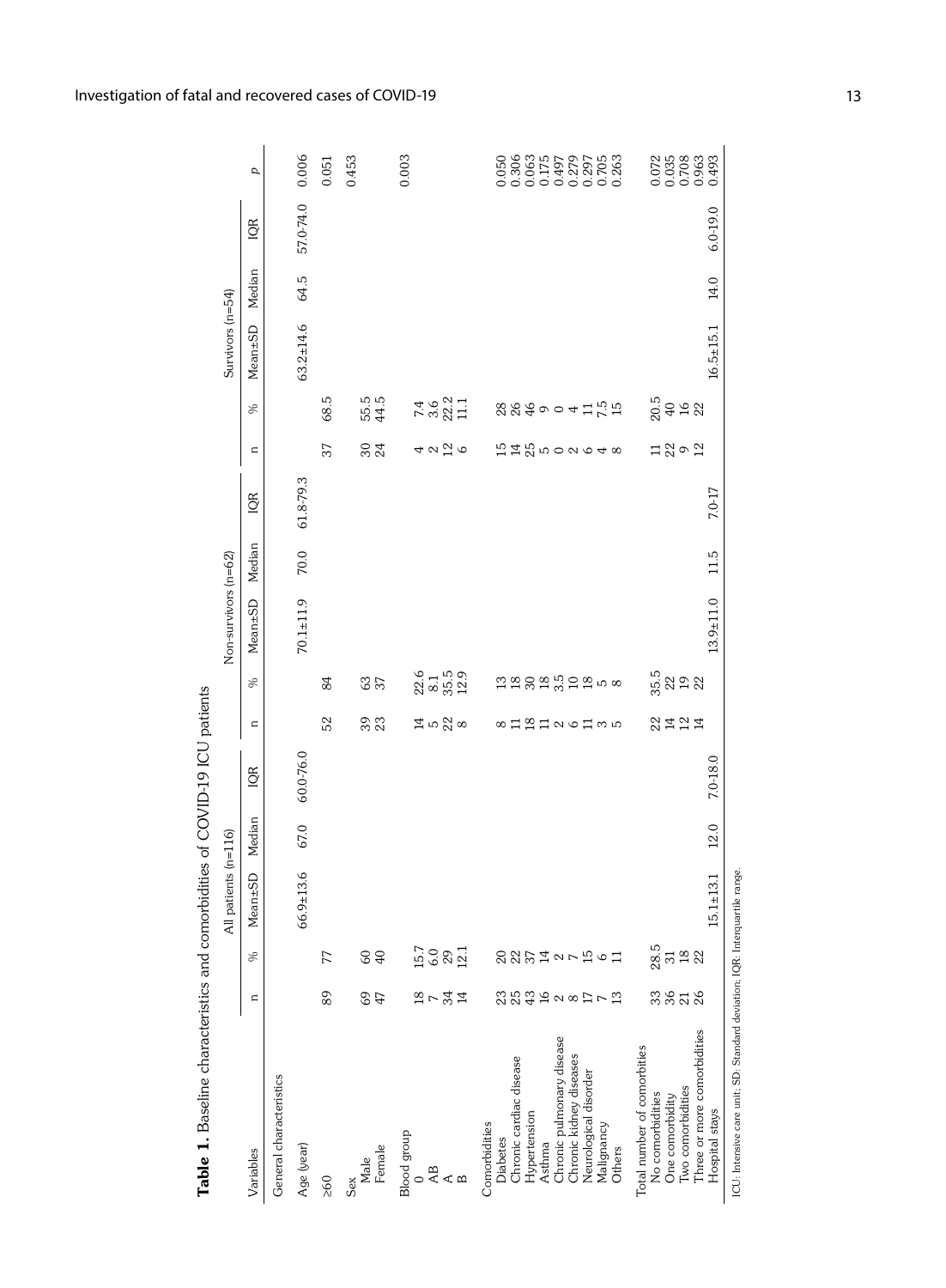**Table 1.** Baseline characteristics and comorbidities of COVID-19 ICU patients

| Variables | All patients (n=116) | | | | | Non-survivors (n=62) | | | | | Survivors (n=54) | | | | | p |
|---|---|---|---|---|---|---|---|---|---|---|---|---|---|---|---|---|
| | n | % | Mean±SD | Median | IQR | n | % | Mean±SD | Median | IQR | n | % | Mean±SD | Median | IQR | |
| General characteristics | | | | | | | | | | | | | | | | |
| Age (year) | | | 66.9±13.6 | 67.0 | 60.0-76.0 | | | 70.1±11.9 | 70.0 | 61.8-79.3 | | | 63.2±14.6 | 64.5 | 57.0-74.0 | 0.006 |
| ≥60 | 89 | 77 | | | | 52 | 84 | | | | 37 | 68.5 | | | | 0.051 |
| Sex | | | | | | | | | | | | | | | | 0.453 |
| Male | 69 | 60 | | | | 39 | 63 | | | | 30 | 55.5 | | | | |
| Female | 47 | 40 | | | | 23 | 37 | | | | 24 | 44.5 | | | | |
| Blood group | | | | | | | | | | | | | | | | 0.003 |
| O | 18 | 15.7 | | | | 14 | 22.6 | | | | 4 | 7.4 | | | | |
| AB | 7 | 6.0 | | | | 5 | 8.1 | | | | 2 | 3.6 | | | | |
| A | 34 | 29 | | | | 22 | 35.5 | | | | 12 | 22.2 | | | | |
| B | 14 | 12.1 | | | | 8 | 12.9 | | | | 6 | 11.1 | | | | |
| Comorbidities | | | | | | | | | | | | | | | | |
| Diabetes | 23 | 20 | | | | 8 | 13 | | | | 15 | 28 | | | | 0.050 |
| Chronic cardiac disease | 25 | 22 | | | | 11 | 18 | | | | 14 | 26 | | | | 0.306 |
| Hypertension | 43 | 37 | | | | 18 | 30 | | | | 25 | 46 | | | | 0.063 |
| Asthma | 16 | 14 | | | | 11 | 18 | | | | 5 | 9 | | | | 0.175 |
| Chronic pulmonary disease | 2 | 2 | | | | 2 | 3.5 | | | | 0 | 0 | | | | 0.497 |
| Chronic kidney diseases | 8 | 7 | | | | 6 | 10 | | | | 2 | 4 | | | | 0.279 |
| Neurological disorder | 17 | 15 | | | | 11 | 18 | | | | 6 | 11 | | | | 0.297 |
| Malignancy | 7 | 6 | | | | 3 | 5 | | | | 4 | 7.5 | | | | 0.705 |
| Others | 13 | 11 | | | | 5 | 8 | | | | 8 | 15 | | | | 0.263 |
| Total number of comorbities | | | | | | | | | | | | | | | | |
| No comorbidities | 33 | 28.5 | | | | 22 | 35.5 | | | | 11 | 20.5 | | | | 0.072 |
| One comorbidity | 36 | 31 | | | | 14 | 22 | | | | 22 | 40 | | | | 0.035 |
| Two comorbidities | 21 | 18 | | | | 12 | 19 | | | | 9 | 16 | | | | 0.708 |
| Three or more comorbidities | 26 | 22 | | | | 14 | 22 | | | | 12 | 22 | | | | 0.963 |
| Hospital stays | | | 15.1±13.1 | 12.0 | 7.0-18.0 | | | 13.9±11.0 | 11.5 | 7.0-17 | | | 16.5±15.1 | 14.0 | 6.0-19.0 | 0.493 |

ICU: Intensive care unit; SD: Standard deviation; IQR: Interquartile range.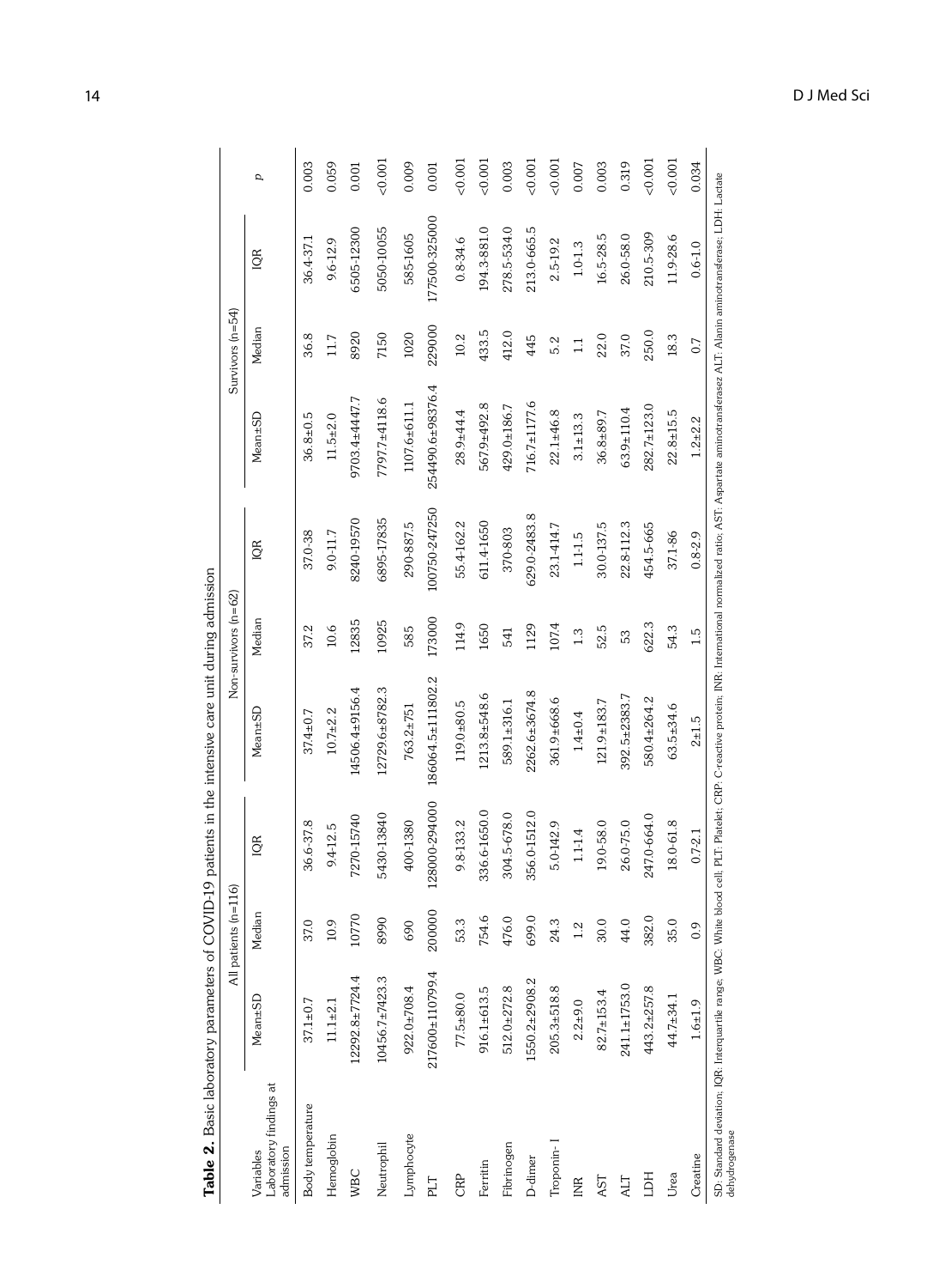**Table 2.** Basic laboratory parameters of COVID-19 patients in the intensive care unit during admission

| Variables Laboratory findings at admission | All patients (n=116) | | | Non-survivors (n=62) | | | Survivors (n=54) | | | p |
|---|---|---|---|---|---|---|---|---|---|---|
| | Mean±SD | Median | IQR | Mean±SD | Median | IQR | Mean±SD | Median | IQR | |
| Body temperature | 37.1±0.7 | 37.0 | 36.6-37.8 | 37.4±0.7 | 37.2 | 37.0-38 | 36.8±0.5 | 36.8 | 36.4-37.1 | 0.003 |
| Hemoglobin | 11.1±2.1 | 10.9 | 9.4-12.5 | 10.7±2.2 | 10.6 | 9.0-11.7 | 11.5±2.0 | 11.7 | 9.6-12.9 | 0.059 |
| WBC | 12292.8±7724.4 | 10770 | 7270-15740 | 14506.4±9156.4 | 12835 | 8240-19570 | 9703.4±4447.7 | 8920 | 6505-12300 | 0.001 |
| Neutrophil | 10456.7±7423.3 | 8990 | 5430-13840 | 12729.6±8782.3 | 10925 | 6895-17835 | 7797.7±4118.6 | 7150 | 5050-10055 | <0.001 |
| Lymphocyte | 922.0±708.4 | 690 | 400-1380 | 763.2±751 | 585 | 290-887.5 | 1107.6±611.1 | 1020 | 585-1605 | 0.009 |
| PLT | 217600±110799.4 | 200000 | 128000-294000 | 186064.5±111802.2 | 173000 | 100750-247250 | 254490.6±98376.4 | 229000 | 177500-325000 | 0.001 |
| CRP | 77.5±80.0 | 53.3 | 9.8-133.2 | 119.0±80.5 | 114.9 | 55.4-162.2 | 28.9±44.4 | 10.2 | 0.8-34.6 | <0.001 |
| Ferritin | 916.1±613.5 | 754.6 | 336.6-1650.0 | 1213.8±548.6 | 1650 | 611.4-1650 | 567.9±492.8 | 433.5 | 194.3-881.0 | <0.001 |
| Fibrinogen | 512.0±272.8 | 476.0 | 304.5-678.0 | 589.1±316.1 | 541 | 370-803 | 429.0±186.7 | 412.0 | 278.5-534.0 | 0.003 |
| D-dimer | 1550.2±2908.2 | 699.0 | 356.0-1512.0 | 2262.6±3674.8 | 1129 | 629.0-2483.8 | 716.7±1177.6 | 445 | 213.0-665.5 | <0.001 |
| Troponin-I | 205.3±518.8 | 24.3 | 5.0-142.9 | 361.9±668.6 | 107.4 | 23.1-414.7 | 22.1±46.8 | 5.2 | 2.5-19.2 | <0.001 |
| INR | 2.2±9.0 | 1.2 | 1.1-1.4 | 1.4±0.4 | 1.3 | 1.1-1.5 | 3.1±13.3 | 1.1 | 1.0-1.3 | 0.007 |
| AST | 82.7±153.4 | 30.0 | 19.0-58.0 | 121.9±183.7 | 52.5 | 30.0-137.5 | 36.8±89.7 | 22.0 | 16.5-28.5 | 0.003 |
| ALT | 241.1±1753.0 | 44.0 | 26.0-75.0 | 392.5±2383.7 | 53 | 22.8-112.3 | 63.9±110.4 | 37.0 | 26.0-58.0 | 0.319 |
| LDH | 443.2±257.8 | 382.0 | 247.0-664.0 | 580.4±264.2 | 622.3 | 454.5-665 | 282.7±123.0 | 250.0 | 210.5-309 | <0.001 |
| Urea | 44.7±34.1 | 35.0 | 18.0-61.8 | 63.5±34.6 | 54.3 | 37.1-86 | 22.8±15.5 | 18.3 | 11.9-28.6 | <0.001 |
| Creatine | 1.6±1.9 | 0.9 | 0.7-2.1 | 2±1.5 | 1.5 | 0.8-2.9 | 1.2±2.2 | 0.7 | 0.6-1.0 | 0.034 |

SD: Standard deviation; IQR: Interquartile range; WBC: White blood cell; PLT: Platelet; CRP: C-reactive protein; INR: International normalized ratio; AST: Aspartate aminotransferase; ALT: Alanin aminotransferase; LDH: Lactate dehydrogenase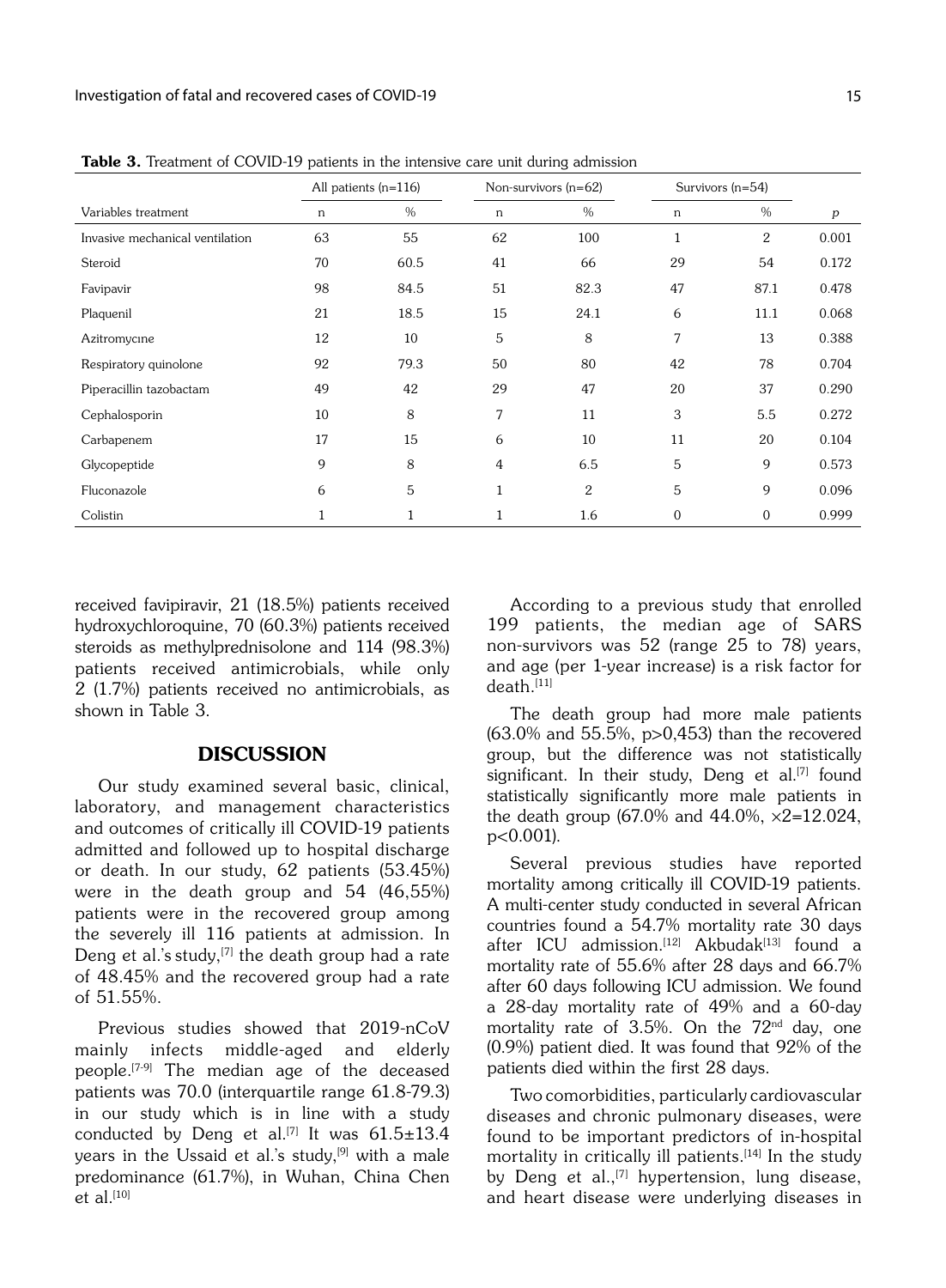**Table 3.** Treatment of COVID-19 patients in the intensive care unit during admission

| | All patients (n=116) | | Non-survivors (n=62) | | Survivors (n=54) | | |
|---|---|---|---|---|---|---|---|
| Variables treatment | n | % | n | % | n | % | *p* |
| Invasive mechanical ventilation | 63 | 55 | 62 | 100 | 1 | 2 | 0.001 |
| Steroid | 70 | 60.5 | 41 | 66 | 29 | 54 | 0.172 |
| Favipavir | 98 | 84.5 | 51 | 82.3 | 47 | 87.1 | 0.478 |
| Plaquenil | 21 | 18.5 | 15 | 24.1 | 6 | 11.1 | 0.068 |
| Azitromycıne | 12 | 10 | 5 | 8 | 7 | 13 | 0.388 |
| Respiratory quinolone | 92 | 79.3 | 50 | 80 | 42 | 78 | 0.704 |
| Piperacillin tazobactam | 49 | 42 | 29 | 47 | 20 | 37 | 0.290 |
| Cephalosporin | 10 | 8 | 7 | 11 | 3 | 5.5 | 0.272 |
| Carbapenem | 17 | 15 | 6 | 10 | 11 | 20 | 0.104 |
| Glycopeptide | 9 | 8 | 4 | 6.5 | 5 | 9 | 0.573 |
| Fluconazole | 6 | 5 | 1 | 2 | 5 | 9 | 0.096 |
| Colistin | 1 | 1 | 1 | 1.6 | 0 | 0 | 0.999 |

received favipiravir, 21 (18.5%) patients received hydroxychloroquine, 70 (60.3%) patients received steroids as methylprednisolone and 114 (98.3%) patients received antimicrobials, while only 2 (1.7%) patients received no antimicrobials, as shown in Table 3.

## DISCUSSION

Our study examined several basic, clinical, laboratory, and management characteristics and outcomes of critically ill COVID-19 patients admitted and followed up to hospital discharge or death. In our study, 62 patients (53.45%) were in the death group and 54 (46,55%) patients were in the recovered group among the severely ill 116 patients at admission. In Deng et al.'s study,[7] the death group had a rate of 48.45% and the recovered group had a rate of 51.55%.

Previous studies showed that 2019-nCoV mainly infects middle-aged and elderly people.[7-9] The median age of the deceased patients was 70.0 (interquartile range 61.8-79.3) in our study which is in line with a study conducted by Deng et al.[7] It was 61.5±13.4 years in the Ussaid et al.'s study,[9] with a male predominance (61.7%), in Wuhan, China Chen et al.[10]

According to a previous study that enrolled 199 patients, the median age of SARS non-survivors was 52 (range 25 to 78) years, and age (per 1-year increase) is a risk factor for death.[11]

The death group had more male patients (63.0% and 55.5%, p>0,453) than the recovered group, but the difference was not statistically significant. In their study, Deng et al.[7] found statistically significantly more male patients in the death group (67.0% and 44.0%, $\times 2$=12.024, p<0.001).

Several previous studies have reported mortality among critically ill COVID-19 patients. A multi-center study conducted in several African countries found a 54.7% mortality rate 30 days after ICU admission.[12] Akbudak[13] found a mortality rate of 55.6% after 28 days and 66.7% after 60 days following ICU admission. We found a 28-day mortality rate of 49% and a 60-day mortality rate of 3.5%. On the 72nd day, one (0.9%) patient died. It was found that 92% of the patients died within the first 28 days.

Two comorbidities, particularly cardiovascular diseases and chronic pulmonary diseases, were found to be important predictors of in-hospital mortality in critically ill patients.[14] In the study by Deng et al.,[7] hypertension, lung disease, and heart disease were underlying diseases in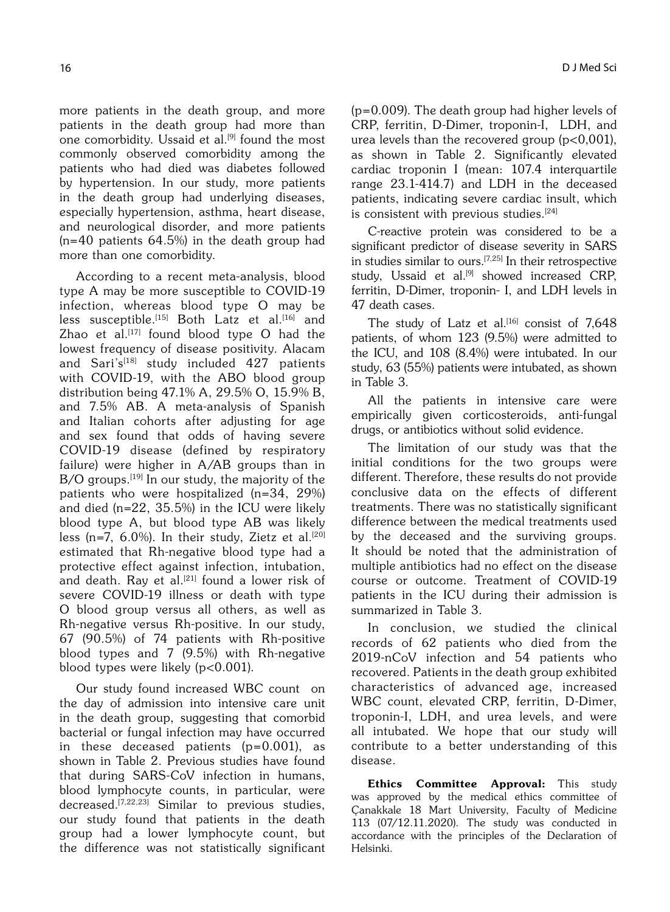more patients in the death group, and more patients in the death group had more than one comorbidity. Ussaid et al.[9] found the most commonly observed comorbidity among the patients who had died was diabetes followed by hypertension. In our study, more patients in the death group had underlying diseases, especially hypertension, asthma, heart disease, and neurological disorder, and more patients (n=40 patients 64.5%) in the death group had more than one comorbidity.

According to a recent meta-analysis, blood type A may be more susceptible to COVID-19 infection, whereas blood type O may be less susceptible.[15] Both Latz et al.[16] and Zhao et al.[17] found blood type O had the lowest frequency of disease positivity. Alacam and Sari's[18] study included 427 patients with COVID-19, with the ABO blood group distribution being 47.1% A, 29.5% O, 15.9% B, and 7.5% AB. A meta-analysis of Spanish and Italian cohorts after adjusting for age and sex found that odds of having severe COVID-19 disease (defined by respiratory failure) were higher in A/AB groups than in B/O groups.[19] In our study, the majority of the patients who were hospitalized (n=34, 29%) and died (n=22, 35.5%) in the ICU were likely blood type A, but blood type AB was likely less (n=7, 6.0%). In their study, Zietz et al.[20] estimated that Rh-negative blood type had a protective effect against infection, intubation, and death. Ray et al.[21] found a lower risk of severe COVID-19 illness or death with type O blood group versus all others, as well as Rh-negative versus Rh-positive. In our study, 67 (90.5%) of 74 patients with Rh-positive blood types and 7 (9.5%) with Rh-negative blood types were likely ($p<0.001$).

Our study found increased WBC count on the day of admission into intensive care unit in the death group, suggesting that comorbid bacterial or fungal infection may have occurred in these deceased patients ($p=0.001$), as shown in Table 2. Previous studies have found that during SARS-CoV infection in humans, blood lymphocyte counts, in particular, were decreased.[7,22,23] Similar to previous studies, our study found that patients in the death group had a lower lymphocyte count, but the difference was not statistically significant ($p=0.009$). The death group had higher levels of CRP, ferritin, D-Dimer, troponin-I, LDH, and urea levels than the recovered group ($p<0,001$), as shown in Table 2. Significantly elevated cardiac troponin I (mean: 107.4 interquartile range 23.1-414.7) and LDH in the deceased patients, indicating severe cardiac insult, which is consistent with previous studies.[24]

C-reactive protein was considered to be a significant predictor of disease severity in SARS in studies similar to ours.[7,25] In their retrospective study, Ussaid et al.[9] showed increased CRP, ferritin, D-Dimer, troponin- I, and LDH levels in 47 death cases.

The study of Latz et al.[16] consist of 7,648 patients, of whom 123 (9.5%) were admitted to the ICU, and 108 (8.4%) were intubated. In our study, 63 (55%) patients were intubated, as shown in Table 3.

All the patients in intensive care were empirically given corticosteroids, anti-fungal drugs, or antibiotics without solid evidence.

The limitation of our study was that the initial conditions for the two groups were different. Therefore, these results do not provide conclusive data on the effects of different treatments. There was no statistically significant difference between the medical treatments used by the deceased and the surviving groups. It should be noted that the administration of multiple antibiotics had no effect on the disease course or outcome. Treatment of COVID-19 patients in the ICU during their admission is summarized in Table 3.

In conclusion, we studied the clinical records of 62 patients who died from the 2019-nCoV infection and 54 patients who recovered. Patients in the death group exhibited characteristics of advanced age, increased WBC count, elevated CRP, ferritin, D-Dimer, troponin-I, LDH, and urea levels, and were all intubated. We hope that our study will contribute to a better understanding of this disease.

**Ethics Committee Approval:** This study was approved by the medical ethics committee of Çanakkale 18 Mart University, Faculty of Medicine 113 (07/12.11.2020). The study was conducted in accordance with the principles of the Declaration of Helsinki.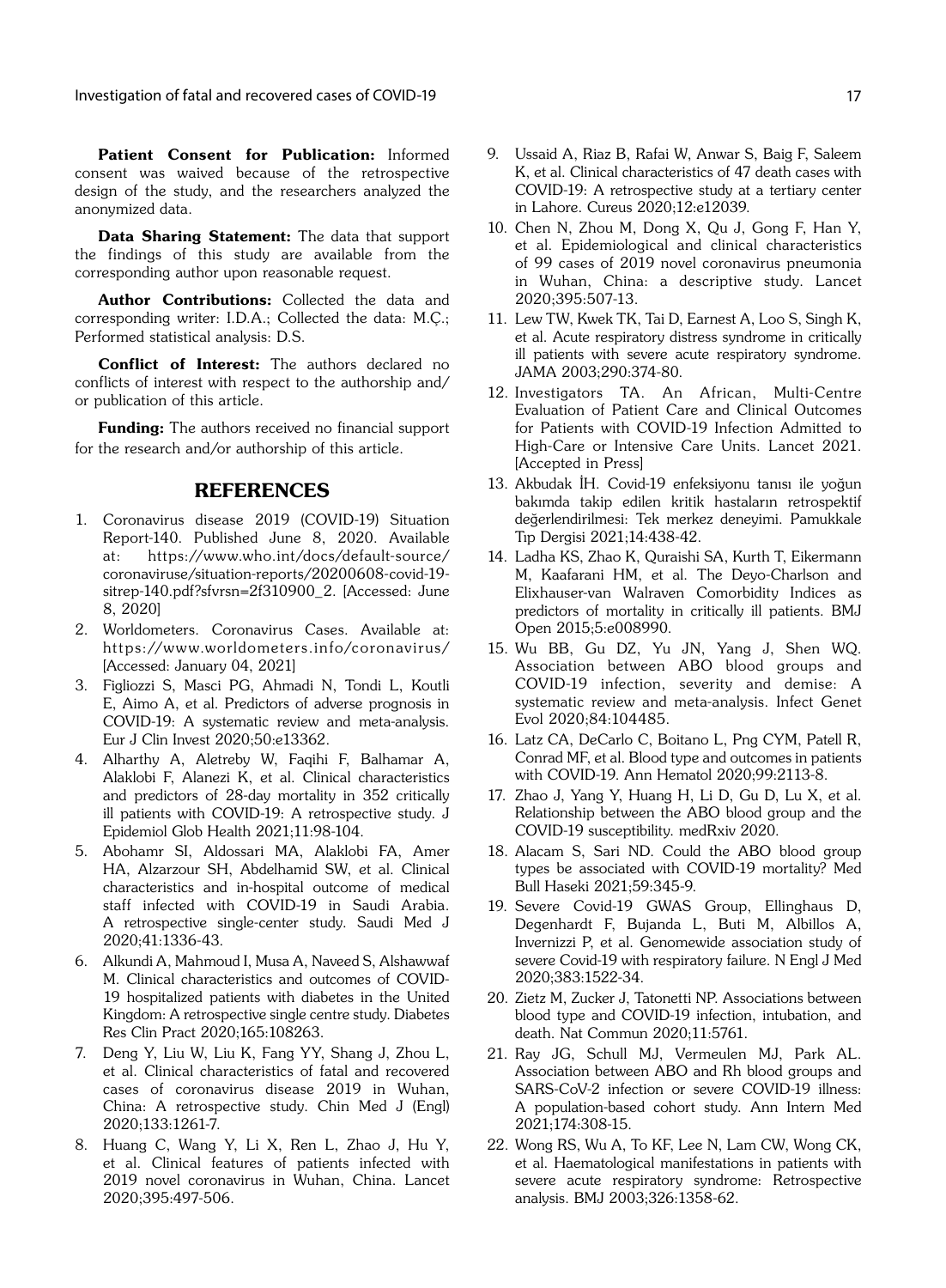**Patient Consent for Publication:** Informed consent was waived because of the retrospective design of the study, and the researchers analyzed the anonymized data.

**Data Sharing Statement:** The data that support the findings of this study are available from the corresponding author upon reasonable request.

**Author Contributions:** Collected the data and corresponding writer: I.D.A.; Collected the data: M.Ç.; Performed statistical analysis: D.S.

**Conflict of Interest:** The authors declared no conflicts of interest with respect to the authorship and/or publication of this article.

**Funding:** The authors received no financial support for the research and/or authorship of this article.

## REFERENCES

1. Coronavirus disease 2019 (COVID-19) Situation Report-140. Published June 8, 2020. Available at: https://www.who.int/docs/default-source/coronaviruse/situation-reports/20200608-covid-19-sitrep-140.pdf?sfvrsn=2f310900_2. [Accessed: June 8, 2020]
2. Worldometers. Coronavirus Cases. Available at: https://www.worldometers.info/coronavirus/ [Accessed: January 04, 2021]
3. Figliozzi S, Masci PG, Ahmadi N, Tondi L, Koutli E, Aimo A, et al. Predictors of adverse prognosis in COVID-19: A systematic review and meta-analysis. Eur J Clin Invest 2020;50:e13362.
4. Alharthy A, Aletreby W, Faqihi F, Balhamar A, Alaklobi F, Alanezi K, et al. Clinical characteristics and predictors of 28-day mortality in 352 critically ill patients with COVID-19: A retrospective study. J Epidemiol Glob Health 2021;11:98-104.
5. Abohamr SI, Aldossari MA, Alaklobi FA, Amer HA, Alzarzour SH, Abdelhamid SW, et al. Clinical characteristics and in-hospital outcome of medical staff infected with COVID-19 in Saudi Arabia. A retrospective single-center study. Saudi Med J 2020;41:1336-43.
6. Alkundi A, Mahmoud I, Musa A, Naveed S, Alshawwaf M. Clinical characteristics and outcomes of COVID-19 hospitalized patients with diabetes in the United Kingdom: A retrospective single centre study. Diabetes Res Clin Pract 2020;165:108263.
7. Deng Y, Liu W, Liu K, Fang YY, Shang J, Zhou L, et al. Clinical characteristics of fatal and recovered cases of coronavirus disease 2019 in Wuhan, China: A retrospective study. Chin Med J (Engl) 2020;133:1261-7.
8. Huang C, Wang Y, Li X, Ren L, Zhao J, Hu Y, et al. Clinical features of patients infected with 2019 novel coronavirus in Wuhan, China. Lancet 2020;395:497-506.
9. Ussaid A, Riaz B, Rafai W, Anwar S, Baig F, Saleem K, et al. Clinical characteristics of 47 death cases with COVID-19: A retrospective study at a tertiary center in Lahore. Cureus 2020;12:e12039.
10. Chen N, Zhou M, Dong X, Qu J, Gong F, Han Y, et al. Epidemiological and clinical characteristics of 99 cases of 2019 novel coronavirus pneumonia in Wuhan, China: a descriptive study. Lancet 2020;395:507-13.
11. Lew TW, Kwek TK, Tai D, Earnest A, Loo S, Singh K, et al. Acute respiratory distress syndrome in critically ill patients with severe acute respiratory syndrome. JAMA 2003;290:374-80.
12. Investigators TA. An African, Multi-Centre Evaluation of Patient Care and Clinical Outcomes for Patients with COVID-19 Infection Admitted to High-Care or Intensive Care Units. Lancet 2021. [Accepted in Press]
13. Akbudak İH. Covid-19 enfeksiyonu tanısı ile yoğun bakımda takip edilen kritik hastaların retrospektif değerlendirilmesi: Tek merkez deneyimi. Pamukkale Tıp Dergisi 2021;14:438-42.
14. Ladha KS, Zhao K, Quraishi SA, Kurth T, Eikermann M, Kaafarani HM, et al. The Deyo-Charlson and Elixhauser-van Walraven Comorbidity Indices as predictors of mortality in critically ill patients. BMJ Open 2015;5:e008990.
15. Wu BB, Gu DZ, Yu JN, Yang J, Shen WQ. Association between ABO blood groups and COVID-19 infection, severity and demise: A systematic review and meta-analysis. Infect Genet Evol 2020;84:104485.
16. Latz CA, DeCarlo C, Boitano L, Png CYM, Patell R, Conrad MF, et al. Blood type and outcomes in patients with COVID-19. Ann Hematol 2020;99:2113-8.
17. Zhao J, Yang Y, Huang H, Li D, Gu D, Lu X, et al. Relationship between the ABO blood group and the COVID-19 susceptibility. medRxiv 2020.
18. Alacam S, Sari ND. Could the ABO blood group types be associated with COVID-19 mortality? Med Bull Haseki 2021;59:345-9.
19. Severe Covid-19 GWAS Group, Ellinghaus D, Degenhardt F, Bujanda L, Buti M, Albillos A, Invernizzi P, et al. Genomewide association study of severe Covid-19 with respiratory failure. N Engl J Med 2020;383:1522-34.
20. Zietz M, Zucker J, Tatonetti NP. Associations between blood type and COVID-19 infection, intubation, and death. Nat Commun 2020;11:5761.
21. Ray JG, Schull MJ, Vermeulen MJ, Park AL. Association between ABO and Rh blood groups and SARS-CoV-2 infection or severe COVID-19 illness: A population-based cohort study. Ann Intern Med 2021;174:308-15.
22. Wong RS, Wu A, To KF, Lee N, Lam CW, Wong CK, et al. Haematological manifestations in patients with severe acute respiratory syndrome: Retrospective analysis. BMJ 2003;326:1358-62.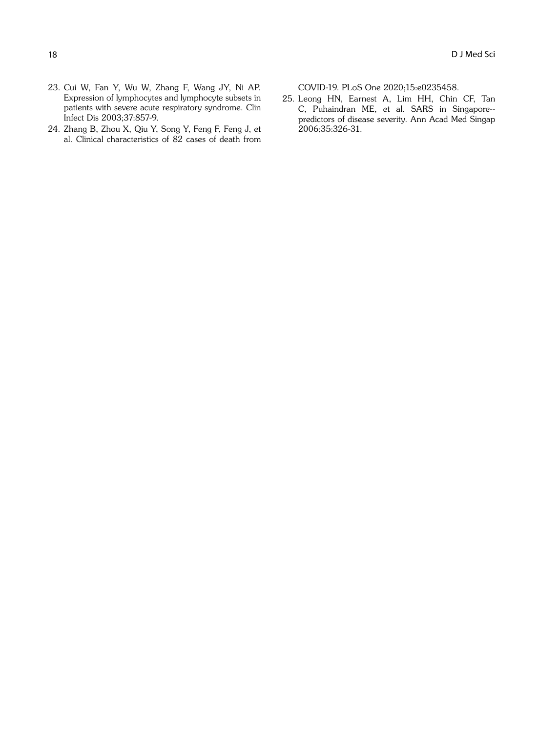23. Cui W, Fan Y, Wu W, Zhang F, Wang JY, Ni AP. Expression of lymphocytes and lymphocyte subsets in patients with severe acute respiratory syndrome. Clin Infect Dis 2003;37:857-9.
24. Zhang B, Zhou X, Qiu Y, Song Y, Feng F, Feng J, et al. Clinical characteristics of 82 cases of death from COVID-19. PLoS One 2020;15:e0235458.
25. Leong HN, Earnest A, Lim HH, Chin CF, Tan C, Puhaindran ME, et al. SARS in Singapore--predictors of disease severity. Ann Acad Med Singap 2006;35:326-31.